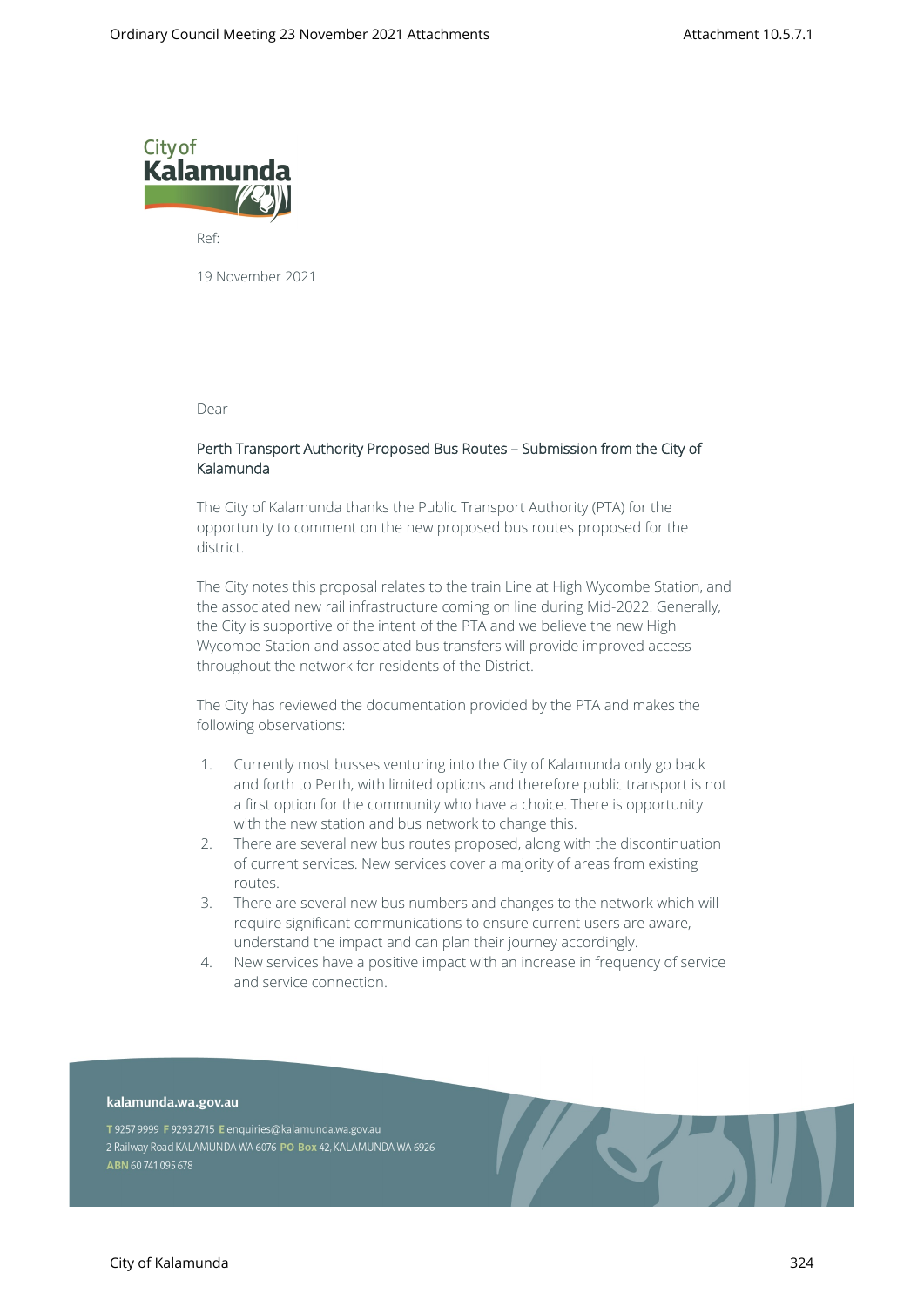City of Kalamunda

Ref:

19 November 2021

Dear

Perth Transport Authority Proposed Bus Routes – Submission from the City of Kalamunda

The City of Kalamunda thanks the Public Transport Authority (PTA) for the opportunity to comment on the new proposed bus routes proposed for the district.

The City notes this proposal relates to the train Line at High Wycombe Station, and the associated new rail infrastructure coming on line during Mid-2022. Generally, the City is supportive of the intent of the PTA and we believe the new High Wycombe Station and associated bus transfers will provide improved access throughout the network for residents of the District.

The City has reviewed the documentation provided by the PTA and makes the following observations:

1. Currently most busses venturing into the City of Kalamunda only go back and forth to Perth, with limited options and therefore public transport is not a first option for the community who have a choice. There is opportunity with the new station and bus network to change this.
2. There are several new bus routes proposed, along with the discontinuation of current services. New services cover a majority of areas from existing routes.
3. There are several new bus numbers and changes to the network which will require significant communications to ensure current users are aware, understand the impact and can plan their journey accordingly.
4. New services have a positive impact with an increase in frequency of service and service connection.

kalamunda.wa.gov.au

T 9257 9999 F 9293 2715 E enquiries@kalamunda.wa.gov.au
2 Railway Road KALAMUNDA WA 6076 PO Box 42, KALAMUNDA WA 6926
ABN 60 741 095 678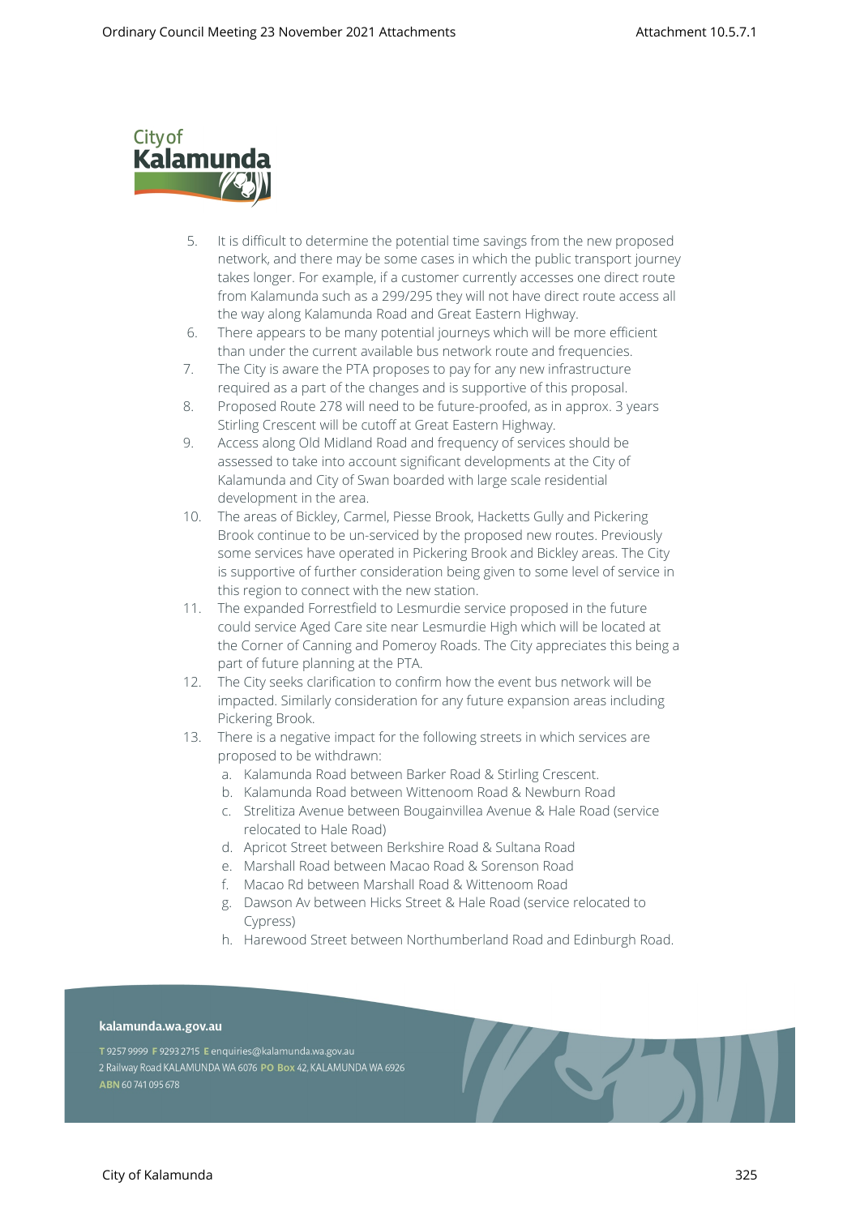5. It is difficult to determine the potential time savings from the new proposed network, and there may be some cases in which the public transport journey takes longer. For example, if a customer currently accesses one direct route from Kalamunda such as a 299/295 they will not have direct route access all the way along Kalamunda Road and Great Eastern Highway.
6. There appears to be many potential journeys which will be more efficient than under the current available bus network route and frequencies.
7. The City is aware the PTA proposes to pay for any new infrastructure required as a part of the changes and is supportive of this proposal.
8. Proposed Route 278 will need to be future-proofed, as in approx. 3 years Stirling Crescent will be cutoff at Great Eastern Highway.
9. Access along Old Midland Road and frequency of services should be assessed to take into account significant developments at the City of Kalamunda and City of Swan boarded with large scale residential development in the area.
10. The areas of Bickley, Carmel, Piesse Brook, Hacketts Gully and Pickering Brook continue to be un-serviced by the proposed new routes. Previously some services have operated in Pickering Brook and Bickley areas. The City is supportive of further consideration being given to some level of service in this region to connect with the new station.
11. The expanded Forrestfield to Lesmurdie service proposed in the future could service Aged Care site near Lesmurdie High which will be located at the Corner of Canning and Pomeroy Roads. The City appreciates this being a part of future planning at the PTA.
12. The City seeks clarification to confirm how the event bus network will be impacted. Similarly consideration for any future expansion areas including Pickering Brook.
13. There is a negative impact for the following streets in which services are proposed to be withdrawn:
    a. Kalamunda Road between Barker Road & Stirling Crescent.
    b. Kalamunda Road between Wittenoom Road & Newburn Road
    c. Strelitiza Avenue between Bougainvillea Avenue & Hale Road (service relocated to Hale Road)
    d. Apricot Street between Berkshire Road & Sultana Road
    e. Marshall Road between Macao Road & Sorenson Road
    f. Macao Rd between Marshall Road & Wittenoom Road
    g. Dawson Av between Hicks Street & Hale Road (service relocated to Cypress)
    h. Harewood Street between Northumberland Road and Edinburgh Road.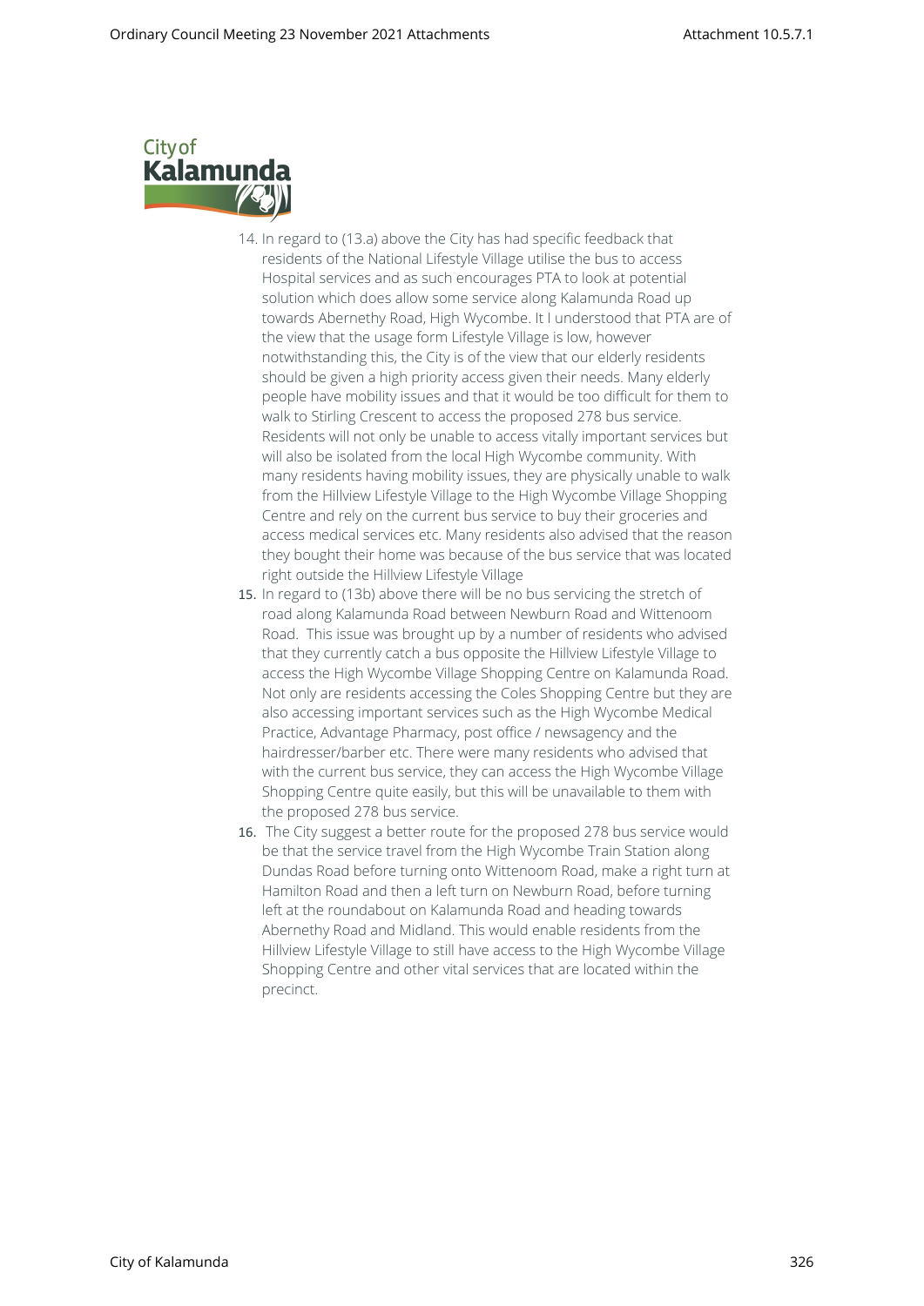14. In regard to (13.a) above the City has had specific feedback that residents of the National Lifestyle Village utilise the bus to access Hospital services and as such encourages PTA to look at potential solution which does allow some service along Kalamunda Road up towards Abernethy Road, High Wycombe. It I understood that PTA are of the view that the usage form Lifestyle Village is low, however notwithstanding this, the City is of the view that our elderly residents should be given a high priority access given their needs. Many elderly people have mobility issues and that it would be too difficult for them to walk to Stirling Crescent to access the proposed 278 bus service. Residents will not only be unable to access vitally important services but will also be isolated from the local High Wycombe community. With many residents having mobility issues, they are physically unable to walk from the Hillview Lifestyle Village to the High Wycombe Village Shopping Centre and rely on the current bus service to buy their groceries and access medical services etc. Many residents also advised that the reason they bought their home was because of the bus service that was located right outside the Hillview Lifestyle Village
15. In regard to (13b) above there will be no bus servicing the stretch of road along Kalamunda Road between Newburn Road and Wittenoom Road. This issue was brought up by a number of residents who advised that they currently catch a bus opposite the Hillview Lifestyle Village to access the High Wycombe Village Shopping Centre on Kalamunda Road. Not only are residents accessing the Coles Shopping Centre but they are also accessing important services such as the High Wycombe Medical Practice, Advantage Pharmacy, post office / newsagency and the hairdresser/barber etc. There were many residents who advised that with the current bus service, they can access the High Wycombe Village Shopping Centre quite easily, but this will be unavailable to them with the proposed 278 bus service.
16. The City suggest a better route for the proposed 278 bus service would be that the service travel from the High Wycombe Train Station along Dundas Road before turning onto Wittenoom Road, make a right turn at Hamilton Road and then a left turn on Newburn Road, before turning left at the roundabout on Kalamunda Road and heading towards Abernethy Road and Midland. This would enable residents from the Hillview Lifestyle Village to still have access to the High Wycombe Village Shopping Centre and other vital services that are located within the precinct.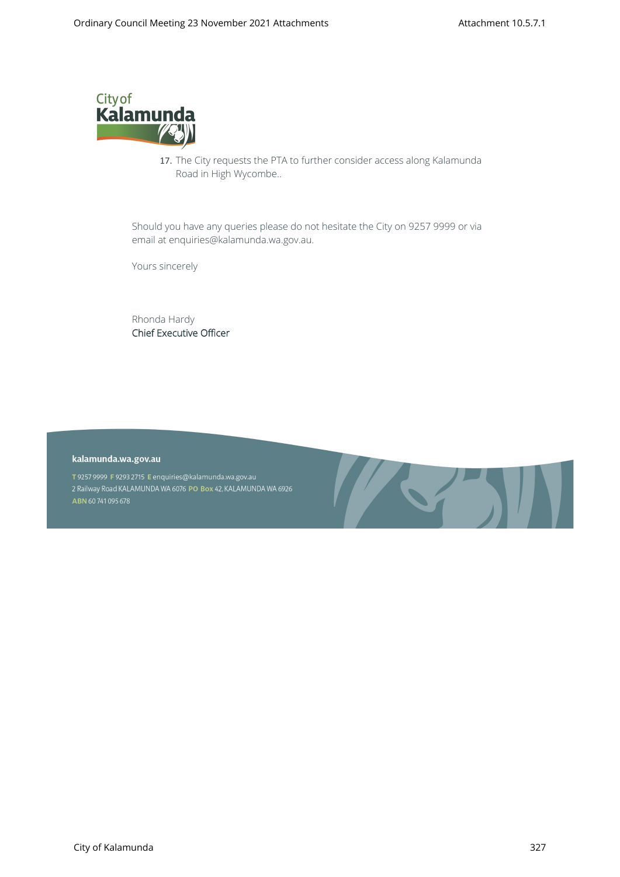17. The City requests the PTA to further consider access along Kalamunda Road in High Wycombe..

Should you have any queries please do not hesitate the City on 9257 9999 or via email at enquiries@kalamunda.wa.gov.au.

Yours sincerely

Rhonda Hardy
Chief Executive Officer

**kalamunda.wa.gov.au**

T 9257 9999 F 9293 2715 E enquiries@kalamunda.wa.gov.au
2 Railway Road KALAMUNDA WA 6076 PO Box 42, KALAMUNDA WA 6926
ABN 60 741 095 678